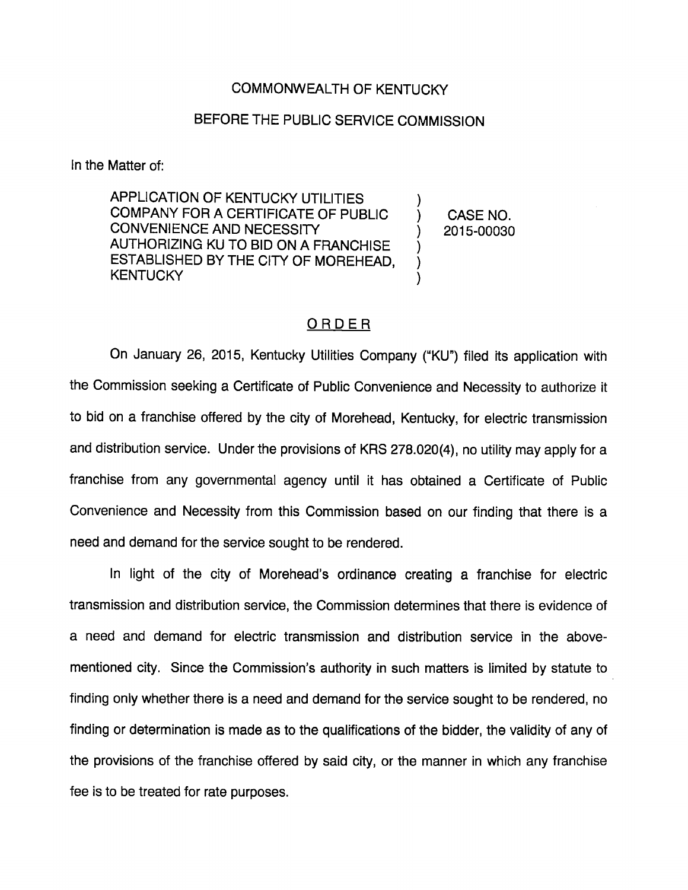COMMONWEALTH OF KENTUCKY

BEFORE THE PUBLIC SERVICE COMMISSION

In the Matter of:

| | | |
|---|---|---|
| APPLICATION OF KENTUCKY UTILITIES COMPANY FOR A CERTIFICATE OF PUBLIC CONVENIENCE AND NECESSITY AUTHORIZING KU TO BID ON A FRANCHISE ESTABLISHED BY THE CITY OF MOREHEAD, KENTUCKY | ) ) ) ) ) ) | CASE NO. 2015-00030 |

## ORDER

On January 26, 2015, Kentucky Utilities Company ("KU") filed its application with the Commission seeking a Certificate of Public Convenience and Necessity to authorize it to bid on a franchise offered by the city of Morehead, Kentucky, for electric transmission and distribution service. Under the provisions of KRS 278.020(4), no utility may apply for a franchise from any governmental agency until it has obtained a Certificate of Public Convenience and Necessity from this Commission based on our finding that there is a need and demand for the service sought to be rendered.

In light of the city of Morehead's ordinance creating a franchise for electric transmission and distribution service, the Commission determines that there is evidence of a need and demand for electric transmission and distribution service in the above-mentioned city. Since the Commission's authority in such matters is limited by statute to finding only whether there is a need and demand for the service sought to be rendered, no finding or determination is made as to the qualifications of the bidder, the validity of any of the provisions of the franchise offered by said city, or the manner in which any franchise fee is to be treated for rate purposes.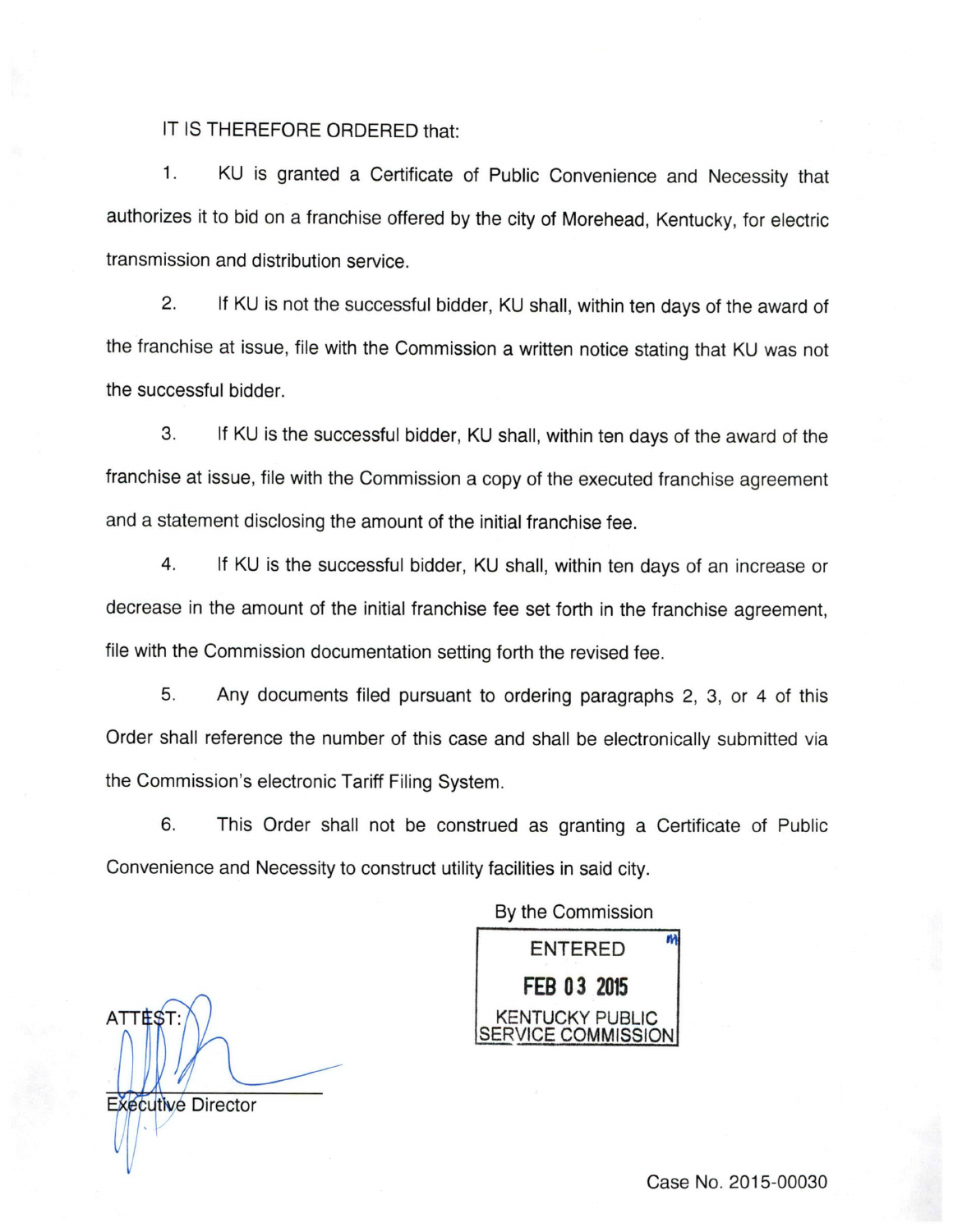IT IS THEREFORE ORDERED that:

1. KU is granted a Certificate of Public Convenience and Necessity that authorizes it to bid on a franchise offered by the city of Morehead, Kentucky, for electric transmission and distribution service.

2. If KU is not the successful bidder, KU shall, within ten days of the award of the franchise at issue, file with the Commission a written notice stating that KU was not the successful bidder.

3. If KU is the successful bidder, KU shall, within ten days of the award of the franchise at issue, file with the Commission a copy of the executed franchise agreement and a statement disclosing the amount of the initial franchise fee.

4. If KU is the successful bidder, KU shall, within ten days of an increase or decrease in the amount of the initial franchise fee set forth in the franchise agreement, file with the Commission documentation setting forth the revised fee.

5. Any documents filed pursuant to ordering paragraphs 2, 3, or 4 of this Order shall reference the number of this case and shall be electronically submitted via the Commission's electronic Tariff Filing System.

6. This Order shall not be construed as granting a Certificate of Public Convenience and Necessity to construct utility facilities in said city.

By the Commission

ENTERED
FEB 03 2015
KENTUCKY PUBLIC SERVICE COMMISSION

ATTEST:

Executive Director

Case No. 2015-00030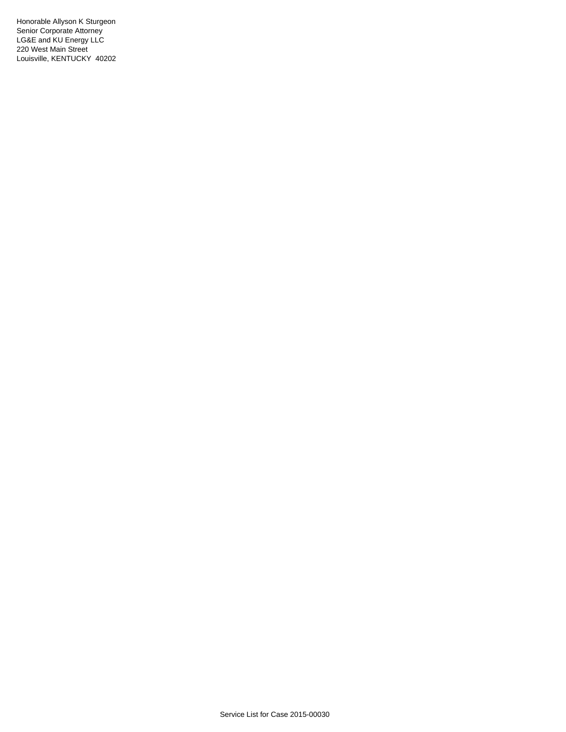Honorable Allyson K Sturgeon
Senior Corporate Attorney
LG&E and KU Energy LLC
220 West Main Street
Louisville, KENTUCKY  40202

Service List for Case 2015-00030